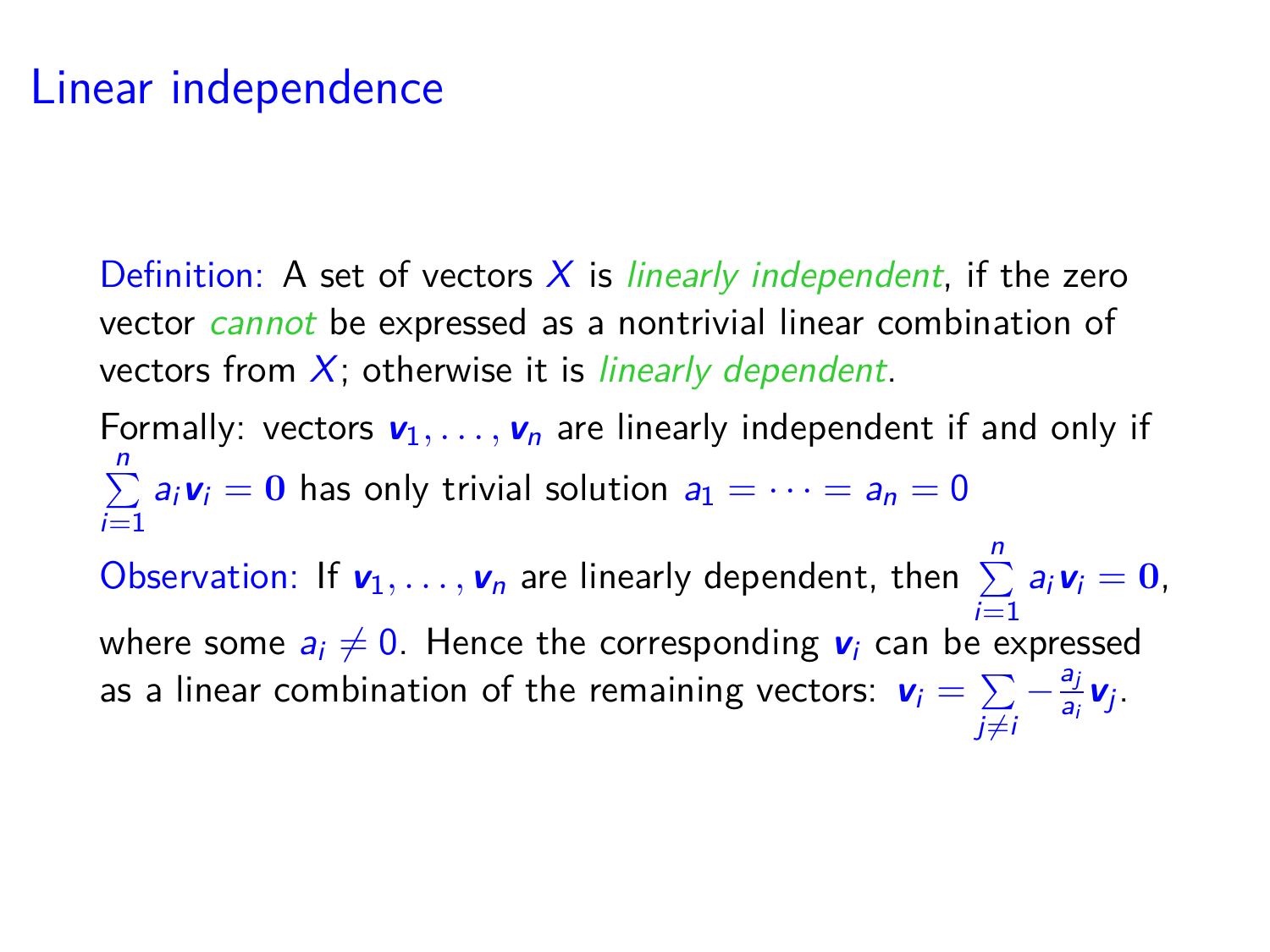# Linear independence

Definition: A set of vectors $X$ is *linearly independent*, if the zero vector *cannot* be expressed as a nontrivial linear combination of vectors from $X$; otherwise it is *linearly dependent*.

Formally: vectors $\boldsymbol{v}_1, \ldots, \boldsymbol{v}_n$ are linearly independent if and only if $\sum_{i=1}^{n} a_i \boldsymbol{v}_i = \mathbf{0}$ has only trivial solution $a_1 = \cdots = a_n = 0$

Observation: If $\boldsymbol{v}_1, \ldots, \boldsymbol{v}_n$ are linearly dependent, then $\sum_{i=1}^{n} a_i \boldsymbol{v}_i = \mathbf{0}$, where some $a_i \neq 0$. Hence the corresponding $\boldsymbol{v}_i$ can be expressed as a linear combination of the remaining vectors: $\boldsymbol{v}_i = \sum_{j \neq i} -\frac{a_j}{a_i} \boldsymbol{v}_j$.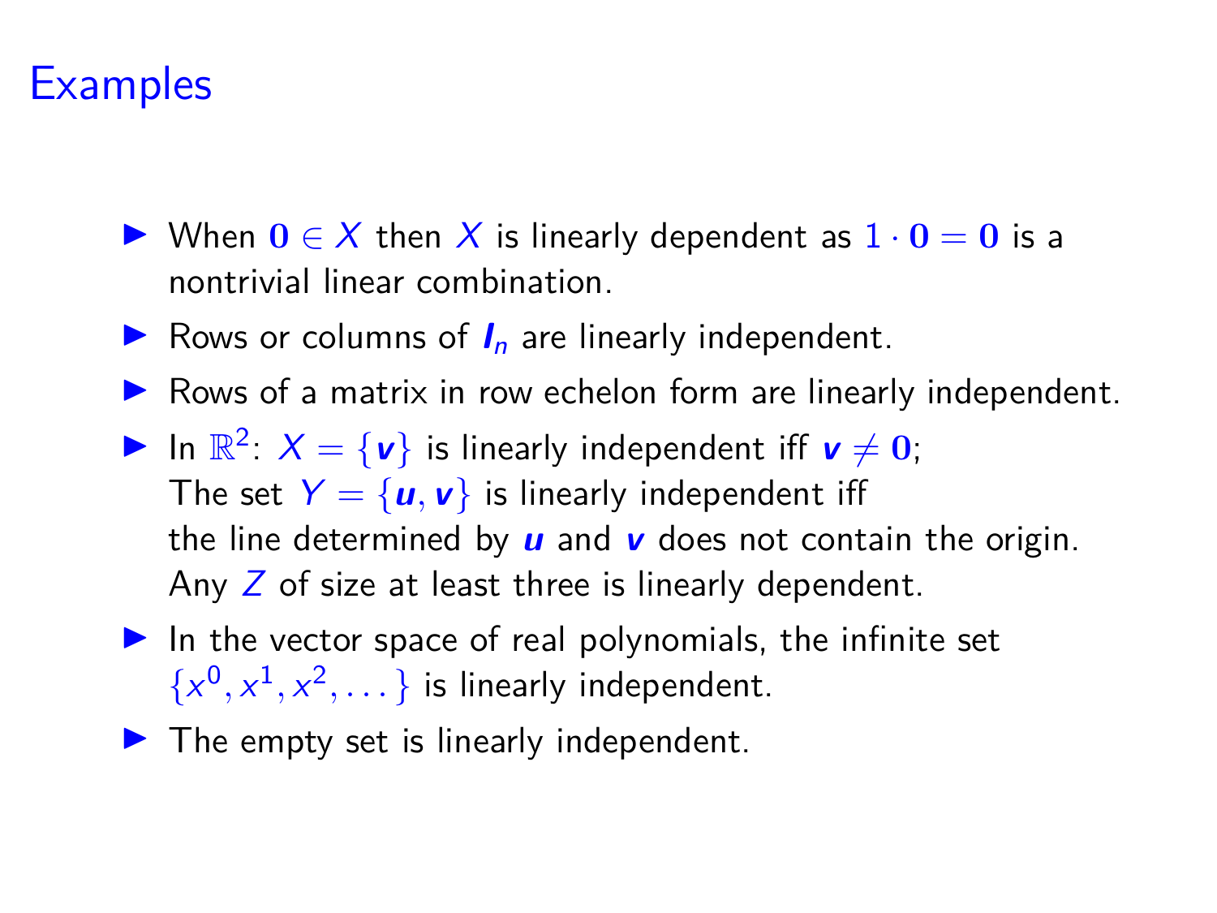# Examples

- When $\mathbf{0} \in X$ then $X$ is linearly dependent as $1 \cdot \mathbf{0} = \mathbf{0}$ is a nontrivial linear combination.
- Rows or columns of $\boldsymbol{I}_n$ are linearly independent.
- Rows of a matrix in row echelon form are linearly independent.
- In $\mathbb{R}^2$: $X = \{\boldsymbol{v}\}$ is linearly independent iff $\boldsymbol{v} \neq \mathbf{0}$;
  The set $Y = \{\boldsymbol{u}, \boldsymbol{v}\}$ is linearly independent iff
  the line determined by $\boldsymbol{u}$ and $\boldsymbol{v}$ does not contain the origin.
  Any $Z$ of size at least three is linearly dependent.
- In the vector space of real polynomials, the infinite set $\{x^0, x^1, x^2, \dots\}$ is linearly independent.
- The empty set is linearly independent.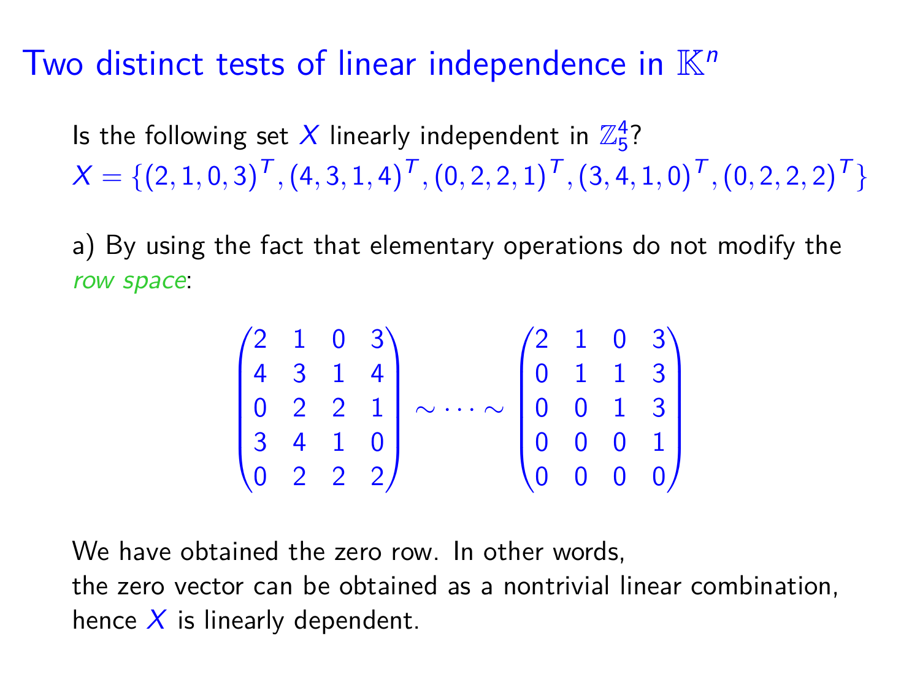# Two distinct tests of linear independence in $\mathbb{K}^n$

Is the following set $X$ linearly independent in $\mathbb{Z}_5^4$?
$X = \{(2,1,0,3)^T, (4,3,1,4)^T, (0,2,2,1)^T, (3,4,1,0)^T, (0,2,2,2)^T\}$

a) By using the fact that elementary operations do not modify the *row space*:

$$\begin{pmatrix} 2 & 1 & 0 & 3 \\ 4 & 3 & 1 & 4 \\ 0 & 2 & 2 & 1 \\ 3 & 4 & 1 & 0 \\ 0 & 2 & 2 & 2 \end{pmatrix} \sim \cdots \sim \begin{pmatrix} 2 & 1 & 0 & 3 \\ 0 & 1 & 1 & 3 \\ 0 & 0 & 1 & 3 \\ 0 & 0 & 0 & 1 \\ 0 & 0 & 0 & 0 \end{pmatrix}$$

We have obtained the zero row. In other words,
the zero vector can be obtained as a nontrivial linear combination,
hence $X$ is linearly dependent.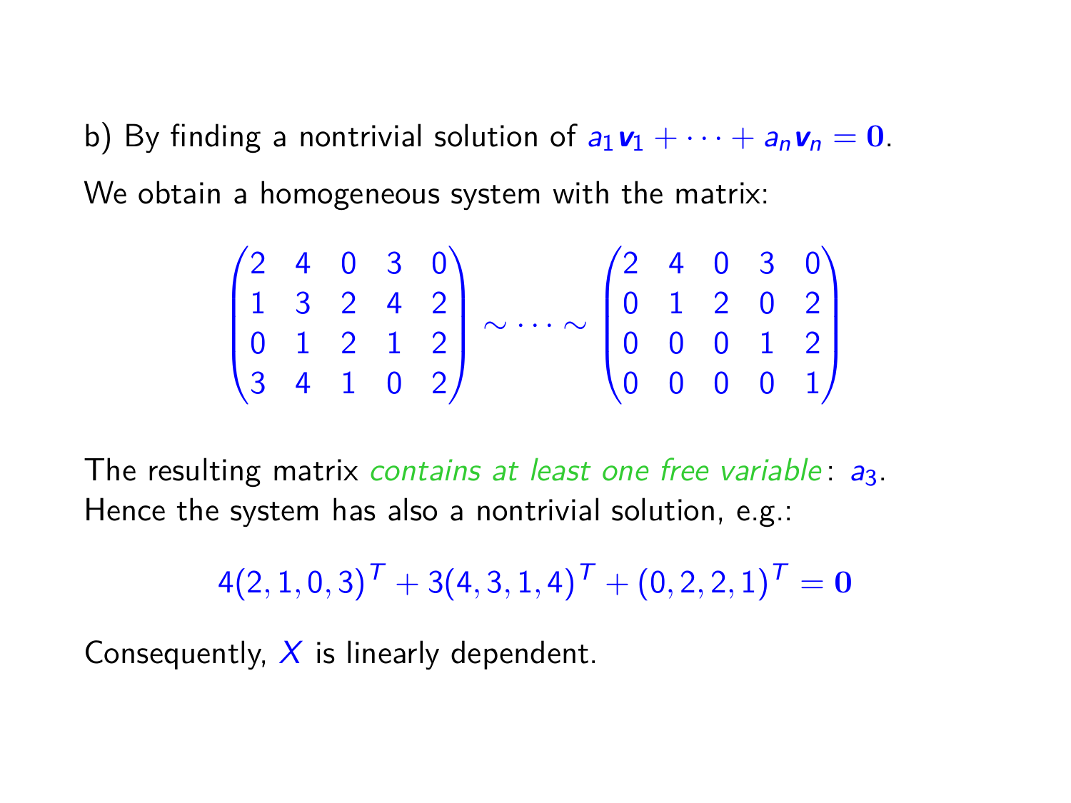b) By finding a nontrivial solution of $a_1 \boldsymbol{v}_1 + \cdots + a_n \boldsymbol{v}_n = \mathbf{0}$.

We obtain a homogeneous system with the matrix:

$$\begin{pmatrix} 2 & 4 & 0 & 3 & 0 \\ 1 & 3 & 2 & 4 & 2 \\ 0 & 1 & 2 & 1 & 2 \\ 3 & 4 & 1 & 0 & 2 \end{pmatrix} \sim \cdots \sim \begin{pmatrix} 2 & 4 & 0 & 3 & 0 \\ 0 & 1 & 2 & 0 & 2 \\ 0 & 0 & 0 & 1 & 2 \\ 0 & 0 & 0 & 0 & 1 \end{pmatrix}$$

The resulting matrix *contains at least one free variable*: $a_3$. Hence the system has also a nontrivial solution, e.g.:

$$4(2,1,0,3)^T + 3(4,3,1,4)^T + (0,2,2,1)^T = \mathbf{0}$$

Consequently, $X$ is linearly dependent.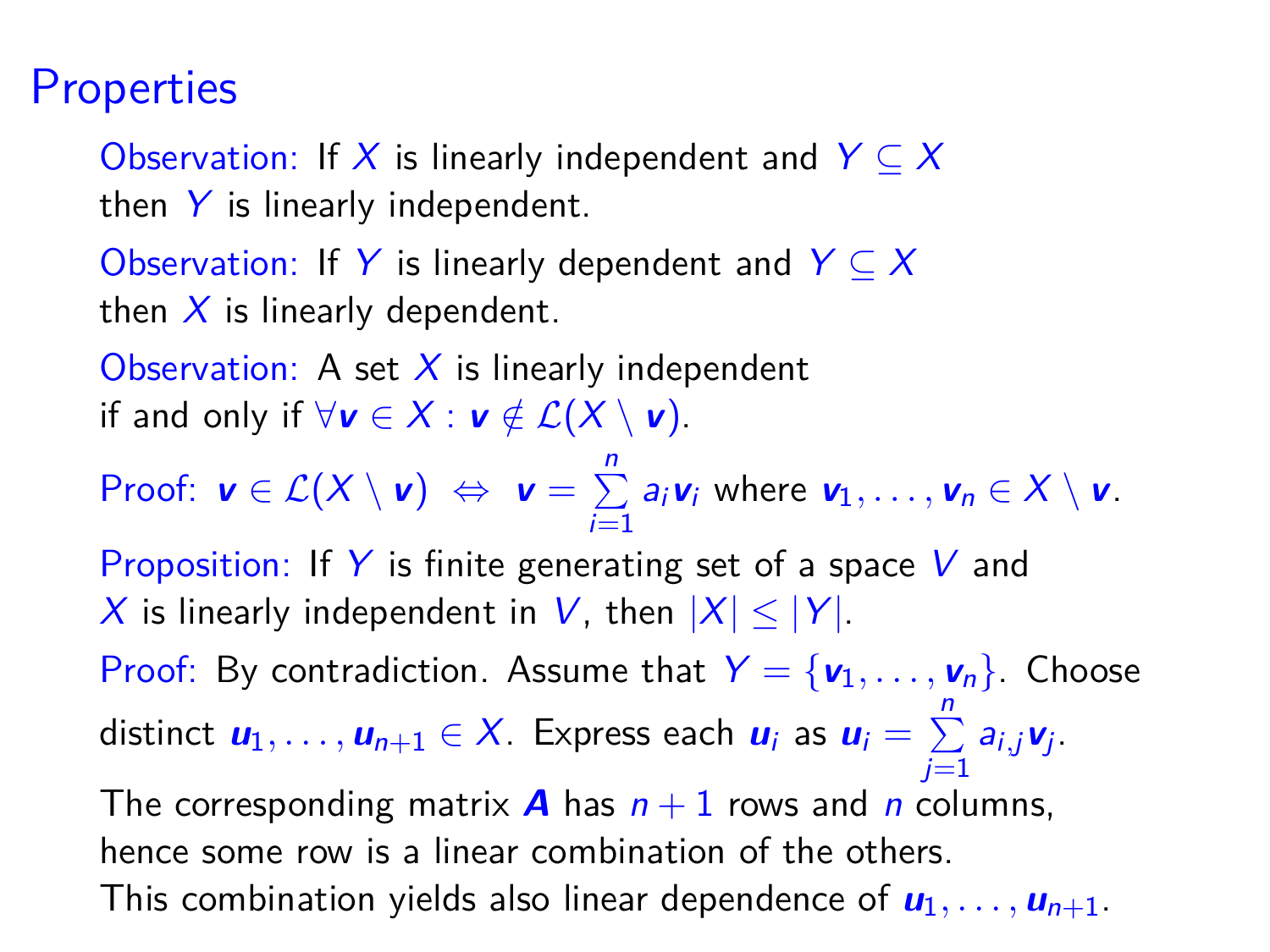# Properties

Observation: If $X$ is linearly independent and $Y \subseteq X$ then $Y$ is linearly independent.

Observation: If $Y$ is linearly dependent and $Y \subseteq X$ then $X$ is linearly dependent.

Observation: A set $X$ is linearly independent if and only if $\forall \boldsymbol{v} \in X : \boldsymbol{v} \notin \mathcal{L}(X \setminus \boldsymbol{v})$.

Proof: $\boldsymbol{v} \in \mathcal{L}(X \setminus \boldsymbol{v}) \ \Leftrightarrow \ \boldsymbol{v} = \sum_{i=1}^{n} a_i \boldsymbol{v}_i$ where $\boldsymbol{v}_1, \ldots, \boldsymbol{v}_n \in X \setminus \boldsymbol{v}$.

Proposition: If $Y$ is finite generating set of a space $V$ and $X$ is linearly independent in $V$, then $|X| \leq |Y|$.

Proof: By contradiction. Assume that $Y = \{\boldsymbol{v}_1, \ldots, \boldsymbol{v}_n\}$. Choose distinct $\boldsymbol{u}_1, \ldots, \boldsymbol{u}_{n+1} \in X$. Express each $\boldsymbol{u}_i$ as $\boldsymbol{u}_i = \sum_{j=1}^{n} a_{i,j} \boldsymbol{v}_j$.

The corresponding matrix $\boldsymbol{A}$ has $n+1$ rows and $n$ columns, hence some row is a linear combination of the others. This combination yields also linear dependence of $\boldsymbol{u}_1, \ldots, \boldsymbol{u}_{n+1}$.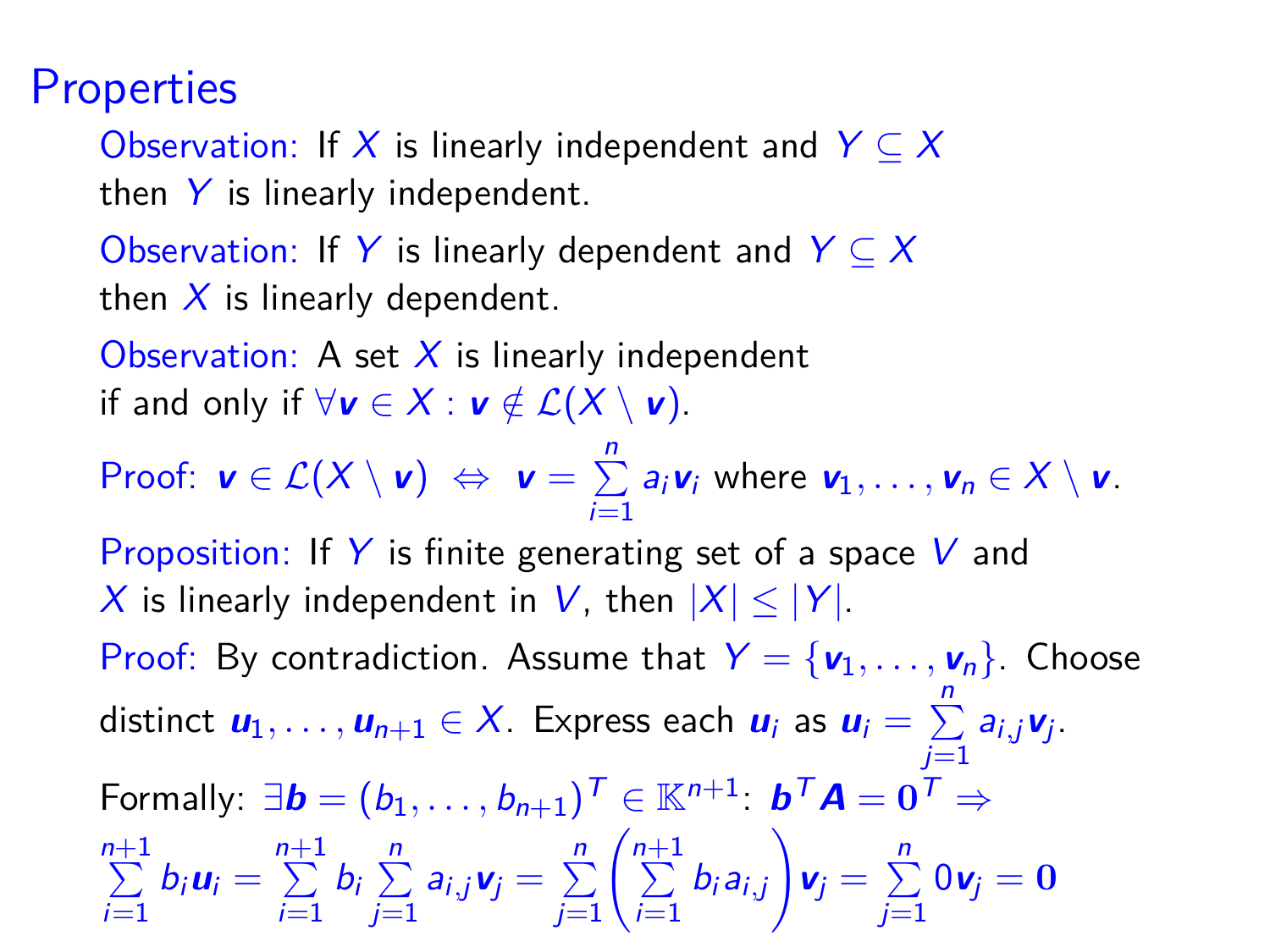# Properties

Observation: If $X$ is linearly independent and $Y \subseteq X$ then $Y$ is linearly independent.

Observation: If $Y$ is linearly dependent and $Y \subseteq X$ then $X$ is linearly dependent.

Observation: A set $X$ is linearly independent if and only if $\forall \boldsymbol{v} \in X : \boldsymbol{v} \notin \mathcal{L}(X \setminus \boldsymbol{v})$.

Proof: $\boldsymbol{v} \in \mathcal{L}(X \setminus \boldsymbol{v}) \Leftrightarrow \boldsymbol{v} = \sum_{i=1}^{n} a_i \boldsymbol{v}_i$ where $\boldsymbol{v}_1, \ldots, \boldsymbol{v}_n \in X \setminus \boldsymbol{v}$.

Proposition: If $Y$ is finite generating set of a space $V$ and $X$ is linearly independent in $V$, then $|X| \leq |Y|$.

Proof: By contradiction. Assume that $Y = \{\boldsymbol{v}_1, \ldots, \boldsymbol{v}_n\}$. Choose distinct $\boldsymbol{u}_1, \ldots, \boldsymbol{u}_{n+1} \in X$. Express each $\boldsymbol{u}_i$ as $\boldsymbol{u}_i = \sum_{j=1}^{n} a_{i,j} \boldsymbol{v}_j$.

Formally: $\exists \boldsymbol{b} = (b_1, \ldots, b_{n+1})^T \in \mathbb{K}^{n+1}$: $\boldsymbol{b}^T \boldsymbol{A} = \boldsymbol{0}^T \Rightarrow$

$$\sum_{i=1}^{n+1} b_i \boldsymbol{u}_i = \sum_{i=1}^{n+1} b_i \sum_{j=1}^{n} a_{i,j} \boldsymbol{v}_j = \sum_{j=1}^{n} \left( \sum_{i=1}^{n+1} b_i a_{i,j} \right) \boldsymbol{v}_j = \sum_{j=1}^{n} 0 \boldsymbol{v}_j = \boldsymbol{0}$$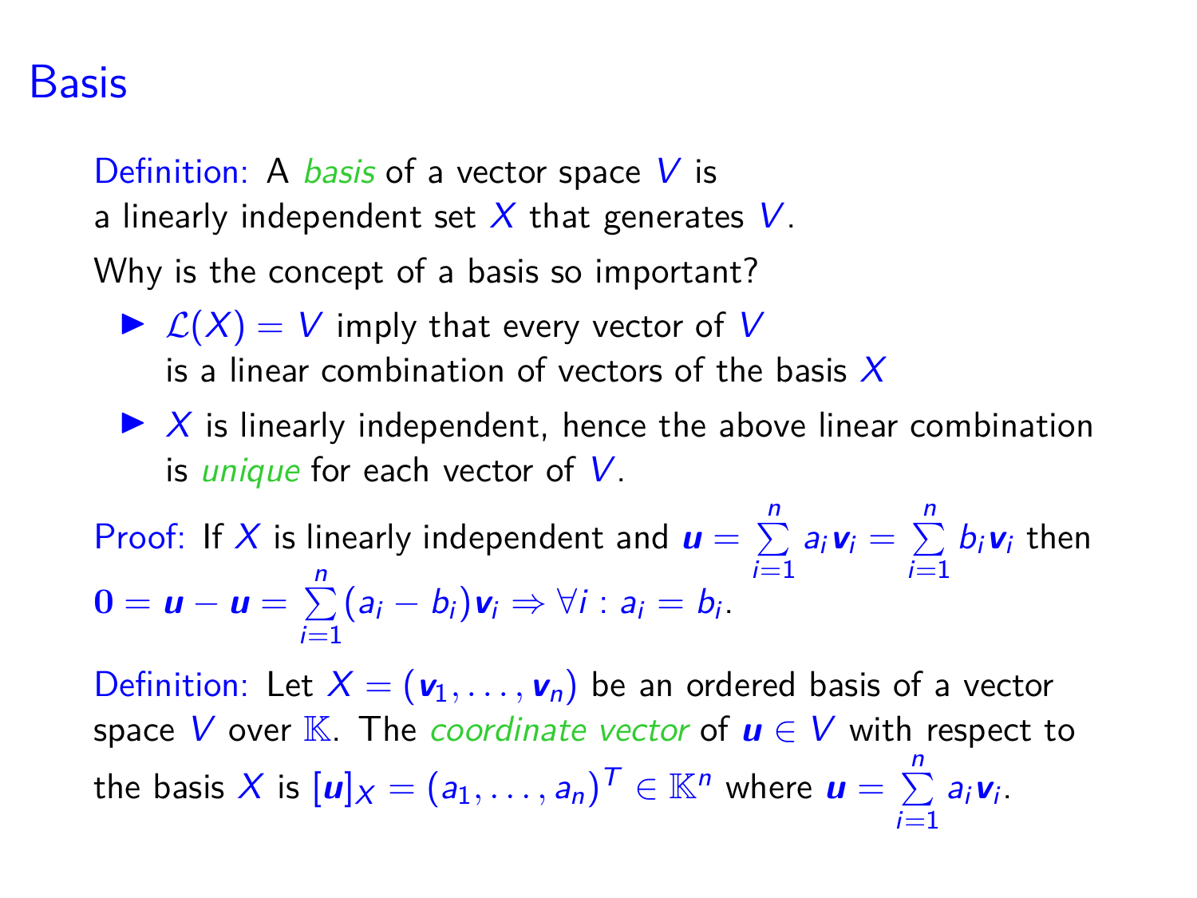# Basis

Definition: A *basis* of a vector space $V$ is a linearly independent set $X$ that generates $V$.

Why is the concept of a basis so important?

- $\mathcal{L}(X) = V$ imply that every vector of $V$ is a linear combination of vectors of the basis $X$
- $X$ is linearly independent, hence the above linear combination is *unique* for each vector of $V$.

Proof: If $X$ is linearly independent and $\boldsymbol{u} = \sum_{i=1}^{n} a_i \boldsymbol{v}_i = \sum_{i=1}^{n} b_i \boldsymbol{v}_i$ then $\mathbf{0} = \boldsymbol{u} - \boldsymbol{u} = \sum_{i=1}^{n} (a_i - b_i) \boldsymbol{v}_i \Rightarrow \forall i : a_i = b_i$.

Definition: Let $X = (\boldsymbol{v}_1, \ldots, \boldsymbol{v}_n)$ be an ordered basis of a vector space $V$ over $\mathbb{K}$. The *coordinate vector* of $\boldsymbol{u} \in V$ with respect to the basis $X$ is $[\boldsymbol{u}]_X = (a_1, \ldots, a_n)^T \in \mathbb{K}^n$ where $\boldsymbol{u} = \sum_{i=1}^{n} a_i \boldsymbol{v}_i$.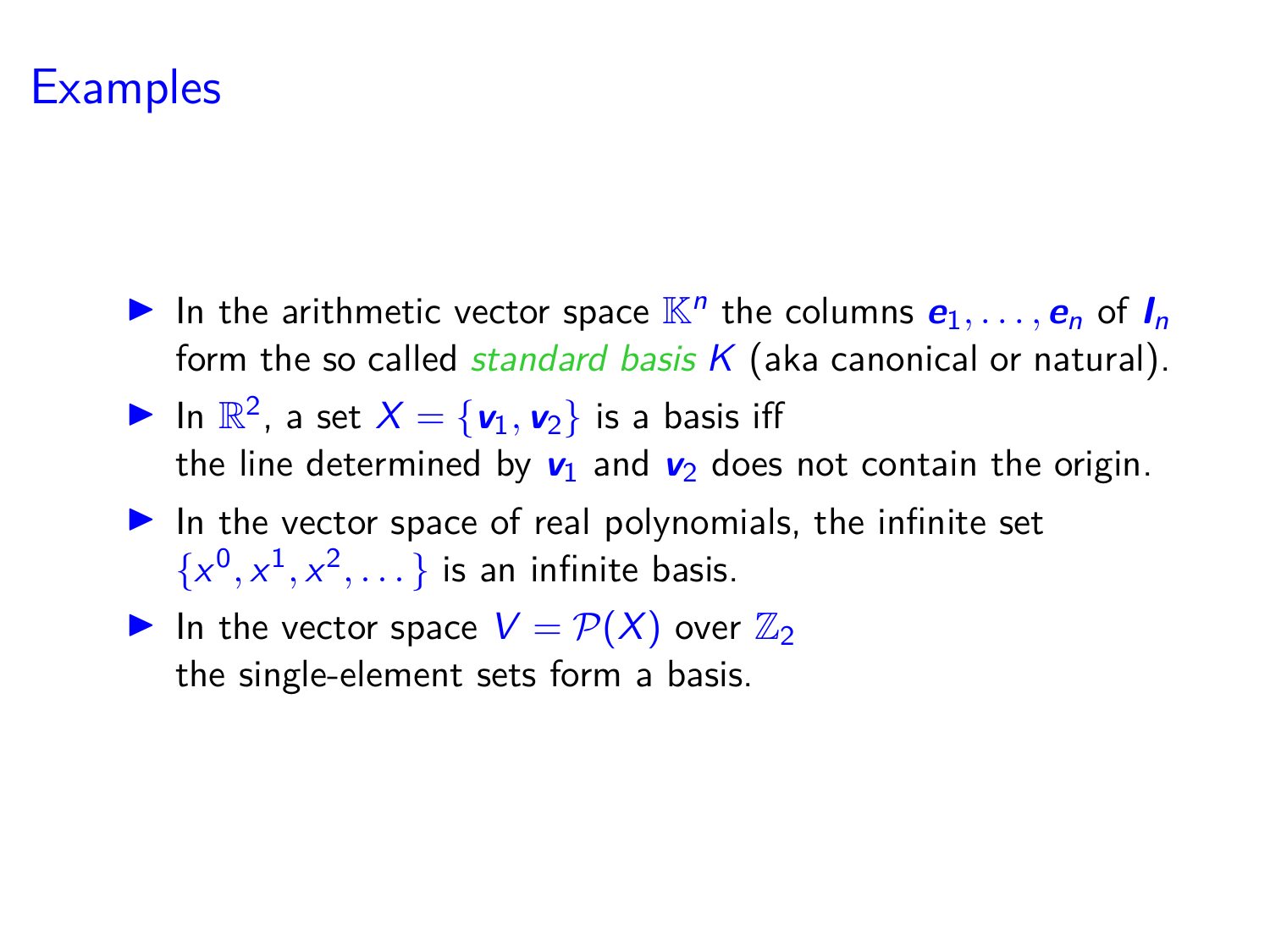# Examples

- In the arithmetic vector space $\mathbb{K}^n$ the columns $\boldsymbol{e}_1, \dots, \boldsymbol{e}_n$ of $\boldsymbol{I}_n$ form the so called *standard basis* $K$ (aka canonical or natural).
- In $\mathbb{R}^2$, a set $X = \{\boldsymbol{v}_1, \boldsymbol{v}_2\}$ is a basis iff the line determined by $\boldsymbol{v}_1$ and $\boldsymbol{v}_2$ does not contain the origin.
- In the vector space of real polynomials, the infinite set $\{x^0, x^1, x^2, \dots\}$ is an infinite basis.
- In the vector space $V = \mathcal{P}(X)$ over $\mathbb{Z}_2$ the single-element sets form a basis.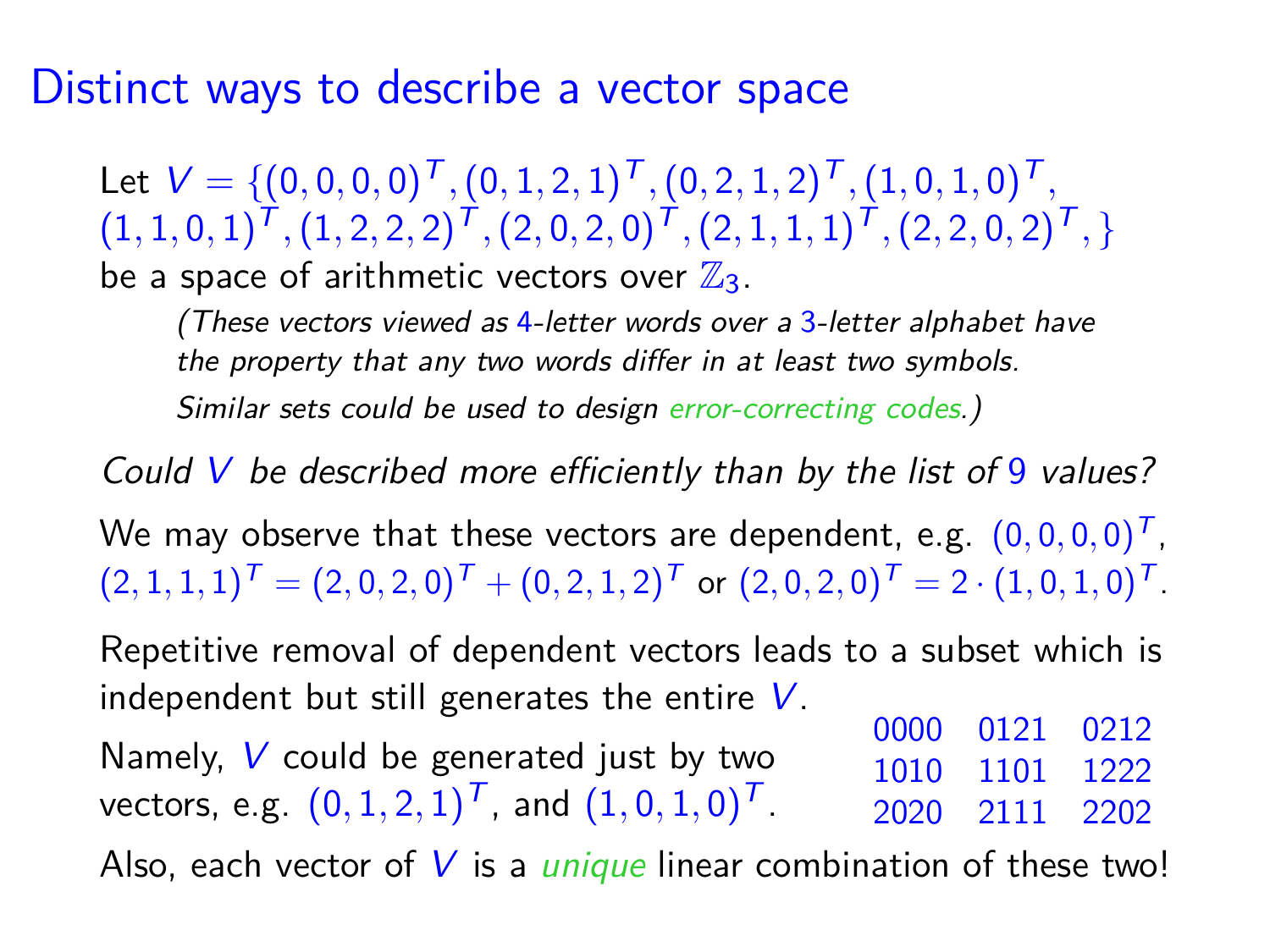# Distinct ways to describe a vector space

Let $V = \{(0,0,0,0)^T, (0,1,2,1)^T, (0,2,1,2)^T, (1,0,1,0)^T, (1,1,0,1)^T, (1,2,2,2)^T, (2,0,2,0)^T, (2,1,1,1)^T, (2,2,0,2)^T, \}$ be a space of arithmetic vectors over $\mathbb{Z}_3$.

*(These vectors viewed as 4-letter words over a 3-letter alphabet have the property that any two words differ in at least two symbols. Similar sets could be used to design error-correcting codes.)*

*Could $V$ be described more efficiently than by the list of 9 values?*

We may observe that these vectors are dependent, e.g. $(0,0,0,0)^T$, $(2,1,1,1)^T = (2,0,2,0)^T + (0,2,1,2)^T$ or $(2,0,2,0)^T = 2 \cdot (1,0,1,0)^T$.

Repetitive removal of dependent vectors leads to a subset which is independent but still generates the entire $V$.

Namely, $V$ could be generated just by two vectors, e.g. $(0,1,2,1)^T$, and $(1,0,1,0)^T$.

|  |  |  |
|---|---|---|
| 0000 | 0121 | 0212 |
| 1010 | 1101 | 1222 |
| 2020 | 2111 | 2202 |

Also, each vector of $V$ is a *unique* linear combination of these two!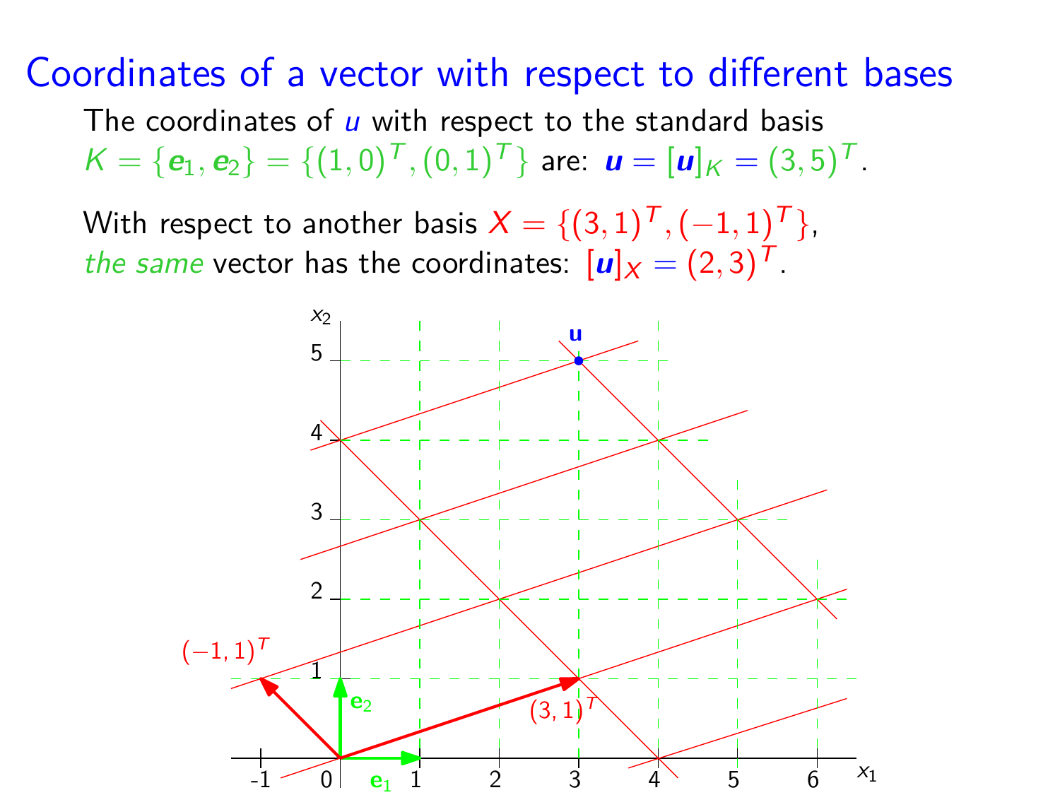# Coordinates of a vector with respect to different bases

The coordinates of $u$ with respect to the standard basis $K = \{\boldsymbol{e}_1, \boldsymbol{e}_2\} = \{(1,0)^T, (0,1)^T\}$ are: $\boldsymbol{u} = [\boldsymbol{u}]_K = (3,5)^T$.

With respect to another basis $X = \{(3,1)^T, (-1,1)^T\}$, *the same* vector has the coordinates: $[\boldsymbol{u}]_X = (2,3)^T$.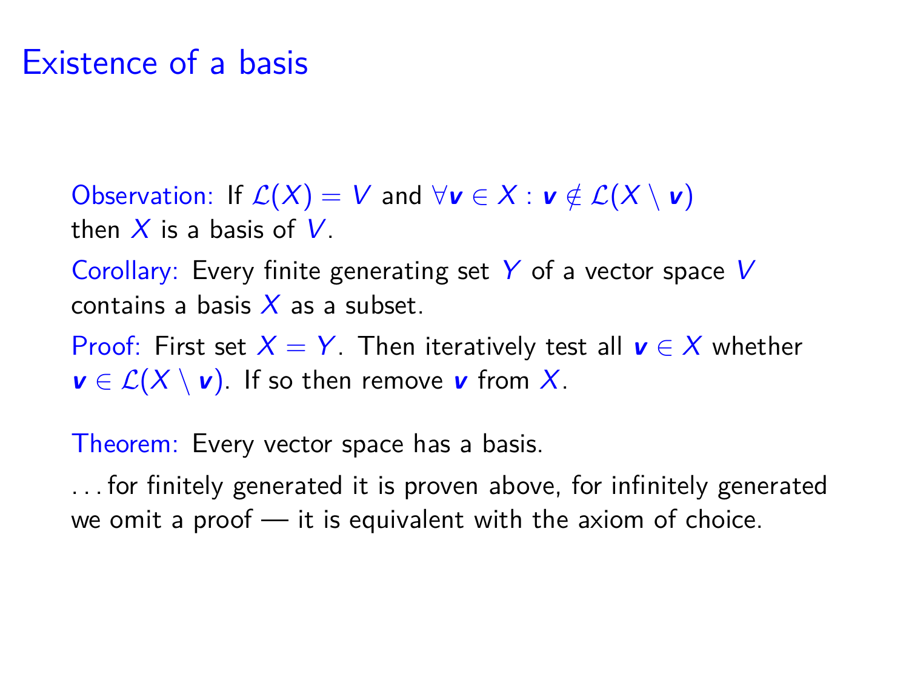# Existence of a basis

Observation: If $\mathcal{L}(X) = V$ and $\forall \boldsymbol{v} \in X : \boldsymbol{v} \notin \mathcal{L}(X \setminus \boldsymbol{v})$ then $X$ is a basis of $V$.

Corollary: Every finite generating set $Y$ of a vector space $V$ contains a basis $X$ as a subset.

Proof: First set $X = Y$. Then iteratively test all $\boldsymbol{v} \in X$ whether $\boldsymbol{v} \in \mathcal{L}(X \setminus \boldsymbol{v})$. If so then remove $\boldsymbol{v}$ from $X$.

Theorem: Every vector space has a basis.

. . . for finitely generated it is proven above, for infinitely generated we omit a proof — it is equivalent with the axiom of choice.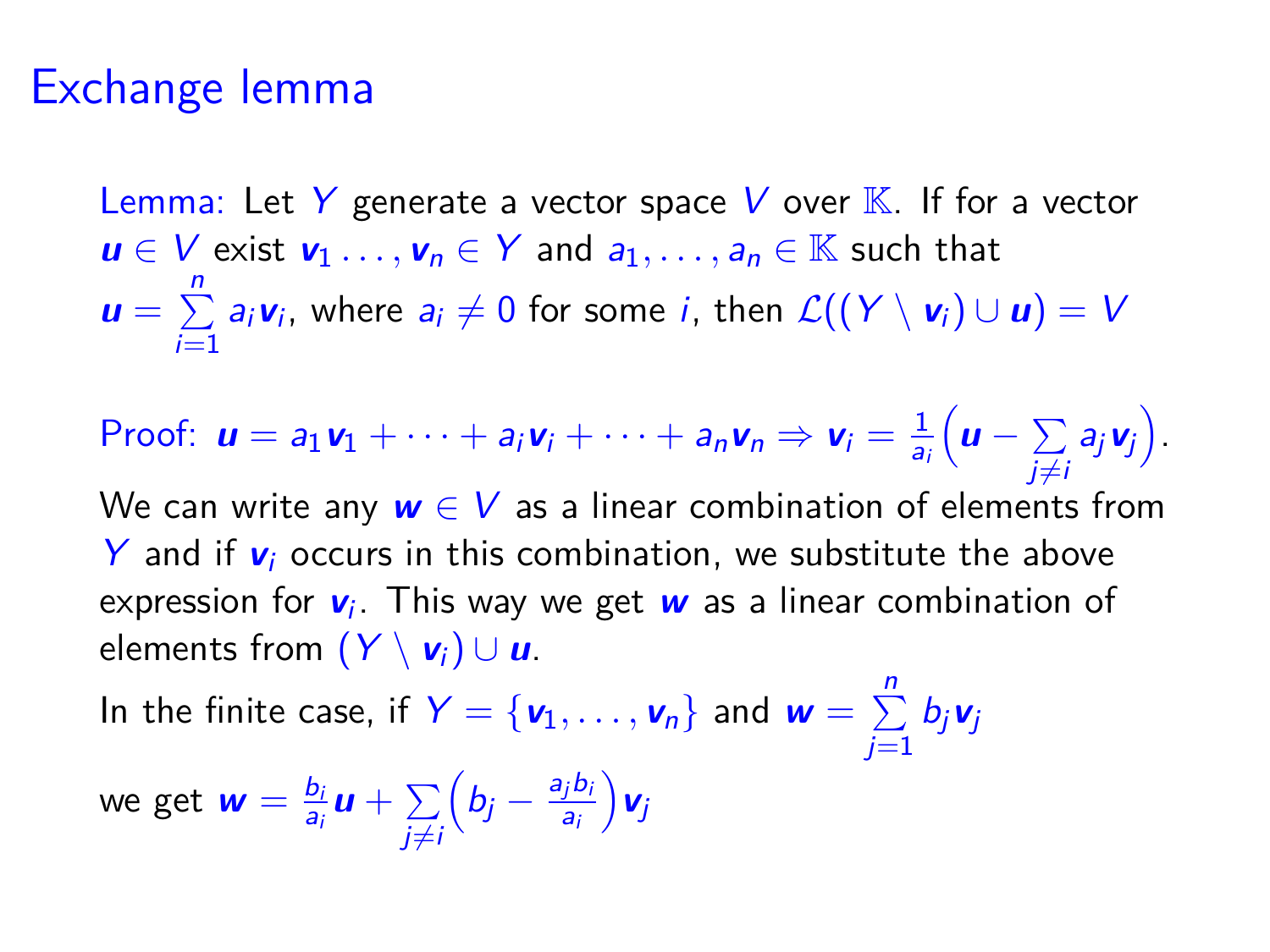# Exchange lemma

Lemma: Let $Y$ generate a vector space $V$ over $\mathbb{K}$. If for a vector $\boldsymbol{u} \in V$ exist $\boldsymbol{v}_1 \ldots, \boldsymbol{v}_n \in Y$ and $a_1, \ldots, a_n \in \mathbb{K}$ such that $\boldsymbol{u} = \sum_{i=1}^{n} a_i \boldsymbol{v}_i$, where $a_i \neq 0$ for some $i$, then $\mathcal{L}((Y \setminus \boldsymbol{v}_i) \cup \boldsymbol{u}) = V$

Proof: $\boldsymbol{u} = a_1\boldsymbol{v}_1 + \cdots + a_i\boldsymbol{v}_i + \cdots + a_n\boldsymbol{v}_n \Rightarrow \boldsymbol{v}_i = \frac{1}{a_i}\Big(\boldsymbol{u} - \sum_{j \neq i} a_j \boldsymbol{v}_j\Big)$.

We can write any $\boldsymbol{w} \in V$ as a linear combination of elements from $Y$ and if $\boldsymbol{v}_i$ occurs in this combination, we substitute the above expression for $\boldsymbol{v}_i$. This way we get $\boldsymbol{w}$ as a linear combination of elements from $(Y \setminus \boldsymbol{v}_i) \cup \boldsymbol{u}$.

In the finite case, if $Y = \{\boldsymbol{v}_1, \ldots, \boldsymbol{v}_n\}$ and $\boldsymbol{w} = \sum_{j=1}^{n} b_j \boldsymbol{v}_j$

we get $\boldsymbol{w} = \frac{b_i}{a_i}\boldsymbol{u} + \sum_{j \neq i}\Big(b_j - \frac{a_j b_i}{a_i}\Big)\boldsymbol{v}_j$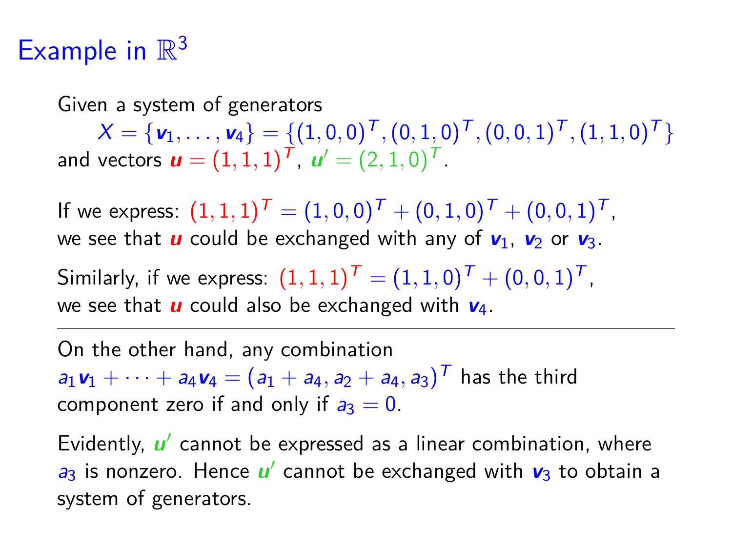# Example in $\mathbb{R}^3$

Given a system of generators

$$X = \{\boldsymbol{v}_1, \ldots, \boldsymbol{v}_4\} = \{(1,0,0)^T, (0,1,0)^T, (0,0,1)^T, (1,1,0)^T\}$$

and vectors $\boldsymbol{u} = (1,1,1)^T$, $\boldsymbol{u}' = (2,1,0)^T$.

If we express: $(1,1,1)^T = (1,0,0)^T + (0,1,0)^T + (0,0,1)^T$, we see that $\boldsymbol{u}$ could be exchanged with any of $\boldsymbol{v}_1$, $\boldsymbol{v}_2$ or $\boldsymbol{v}_3$.

Similarly, if we express: $(1,1,1)^T = (1,1,0)^T + (0,0,1)^T$, we see that $\boldsymbol{u}$ could also be exchanged with $\boldsymbol{v}_4$.

---

On the other hand, any combination $a_1\boldsymbol{v}_1 + \cdots + a_4\boldsymbol{v}_4 = (a_1 + a_4, a_2 + a_4, a_3)^T$ has the third component zero if and only if $a_3 = 0$.

Evidently, $\boldsymbol{u}'$ cannot be expressed as a linear combination, where $a_3$ is nonzero. Hence $\boldsymbol{u}'$ cannot be exchanged with $\boldsymbol{v}_3$ to obtain a system of generators.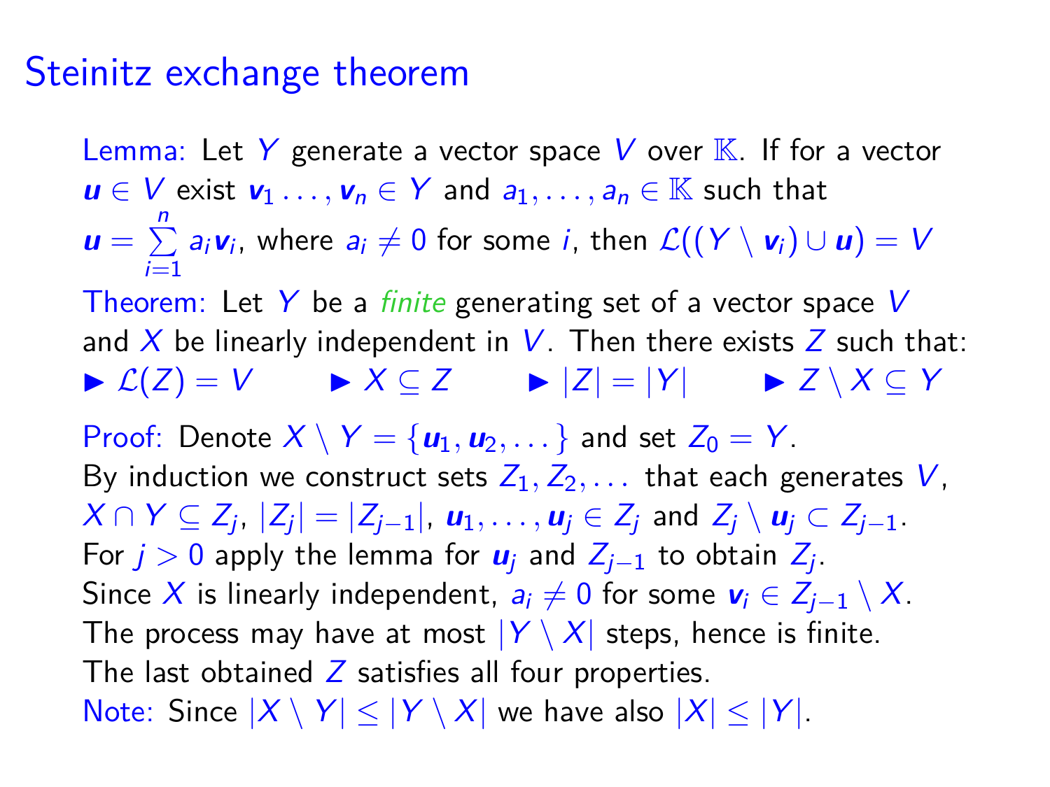# Steinitz exchange theorem

Lemma: Let $Y$ generate a vector space $V$ over $\mathbb{K}$. If for a vector $\boldsymbol{u} \in V$ exist $\boldsymbol{v}_1 \ldots, \boldsymbol{v}_n \in Y$ and $a_1, \ldots, a_n \in \mathbb{K}$ such that $\boldsymbol{u} = \sum_{i=1}^{n} a_i \boldsymbol{v}_i$, where $a_i \neq 0$ for some $i$, then $\mathcal{L}((Y \setminus \boldsymbol{v}_i) \cup \boldsymbol{u}) = V$

Theorem: Let $Y$ be a *finite* generating set of a vector space $V$ and $X$ be linearly independent in $V$. Then there exists $Z$ such that:

- $\mathcal{L}(Z) = V$
- $X \subseteq Z$
- $|Z| = |Y|$
- $Z \setminus X \subseteq Y$

Proof: Denote $X \setminus Y = \{\boldsymbol{u}_1, \boldsymbol{u}_2, \ldots\}$ and set $Z_0 = Y$.
By induction we construct sets $Z_1, Z_2, \ldots$ that each generates $V$, $X \cap Y \subseteq Z_j$, $|Z_j| = |Z_{j-1}|$, $\boldsymbol{u}_1, \ldots, \boldsymbol{u}_j \in Z_j$ and $Z_j \setminus \boldsymbol{u}_j \subset Z_{j-1}$.
For $j > 0$ apply the lemma for $\boldsymbol{u}_j$ and $Z_{j-1}$ to obtain $Z_j$.
Since $X$ is linearly independent, $a_i \neq 0$ for some $\boldsymbol{v}_i \in Z_{j-1} \setminus X$.
The process may have at most $|Y \setminus X|$ steps, hence is finite.
The last obtained $Z$ satisfies all four properties.

Note: Since $|X \setminus Y| \leq |Y \setminus X|$ we have also $|X| \leq |Y|$.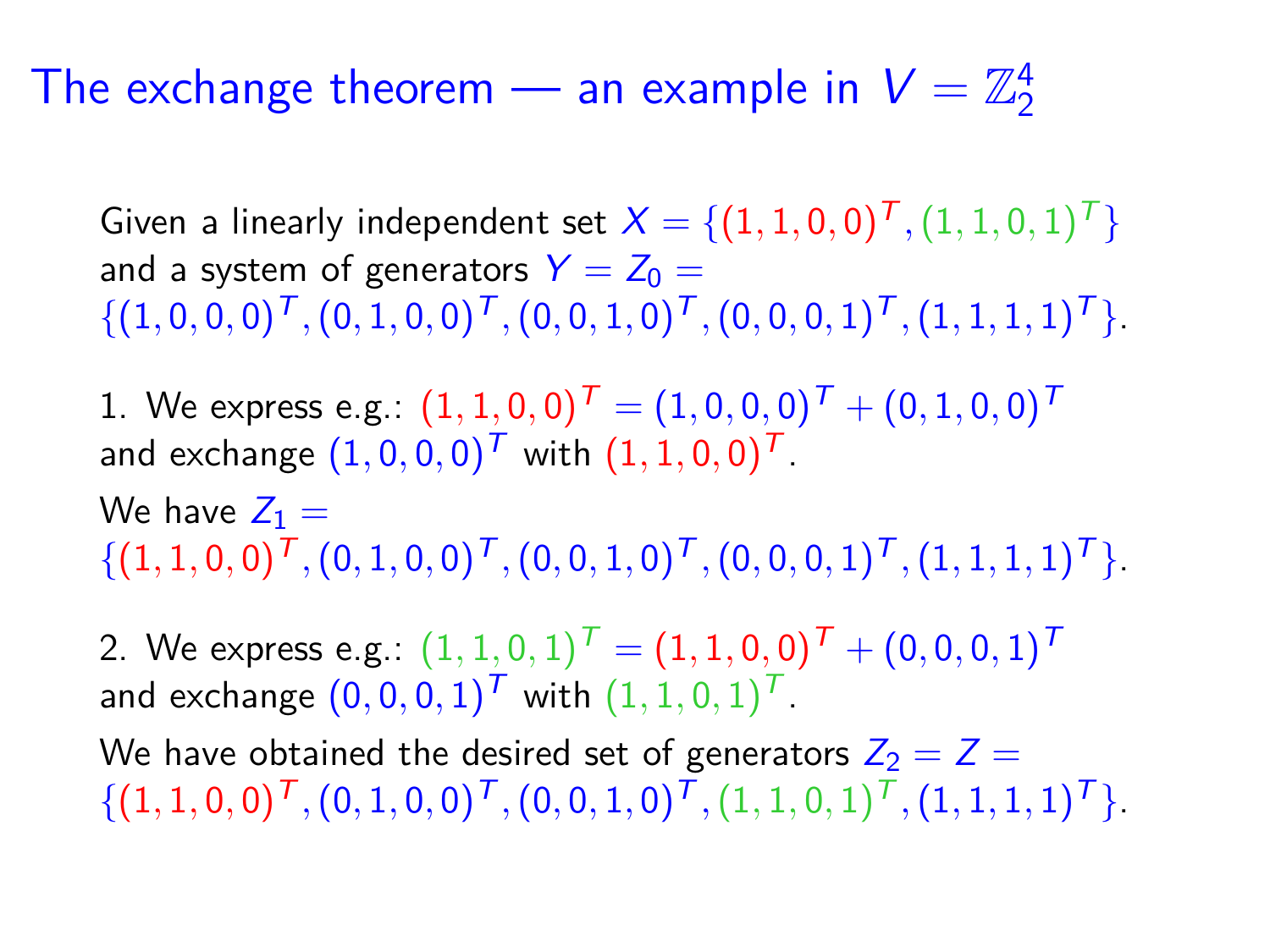# The exchange theorem — an example in $V = \mathbb{Z}_2^4$

Given a linearly independent set $X = \{(1,1,0,0)^T, (1,1,0,1)^T\}$ and a system of generators $Y = Z_0 = \{(1,0,0,0)^T, (0,1,0,0)^T, (0,0,1,0)^T, (0,0,0,1)^T, (1,1,1,1)^T\}$.

1. We express e.g.: $(1,1,0,0)^T = (1,0,0,0)^T + (0,1,0,0)^T$ and exchange $(1,0,0,0)^T$ with $(1,1,0,0)^T$.

We have $Z_1 = \{(1,1,0,0)^T, (0,1,0,0)^T, (0,0,1,0)^T, (0,0,0,1)^T, (1,1,1,1)^T\}$.

2. We express e.g.: $(1,1,0,1)^T = (1,1,0,0)^T + (0,0,0,1)^T$ and exchange $(0,0,0,1)^T$ with $(1,1,0,1)^T$.

We have obtained the desired set of generators $Z_2 = Z = \{(1,1,0,0)^T, (0,1,0,0)^T, (0,0,1,0)^T, (1,1,0,1)^T, (1,1,1,1)^T\}$.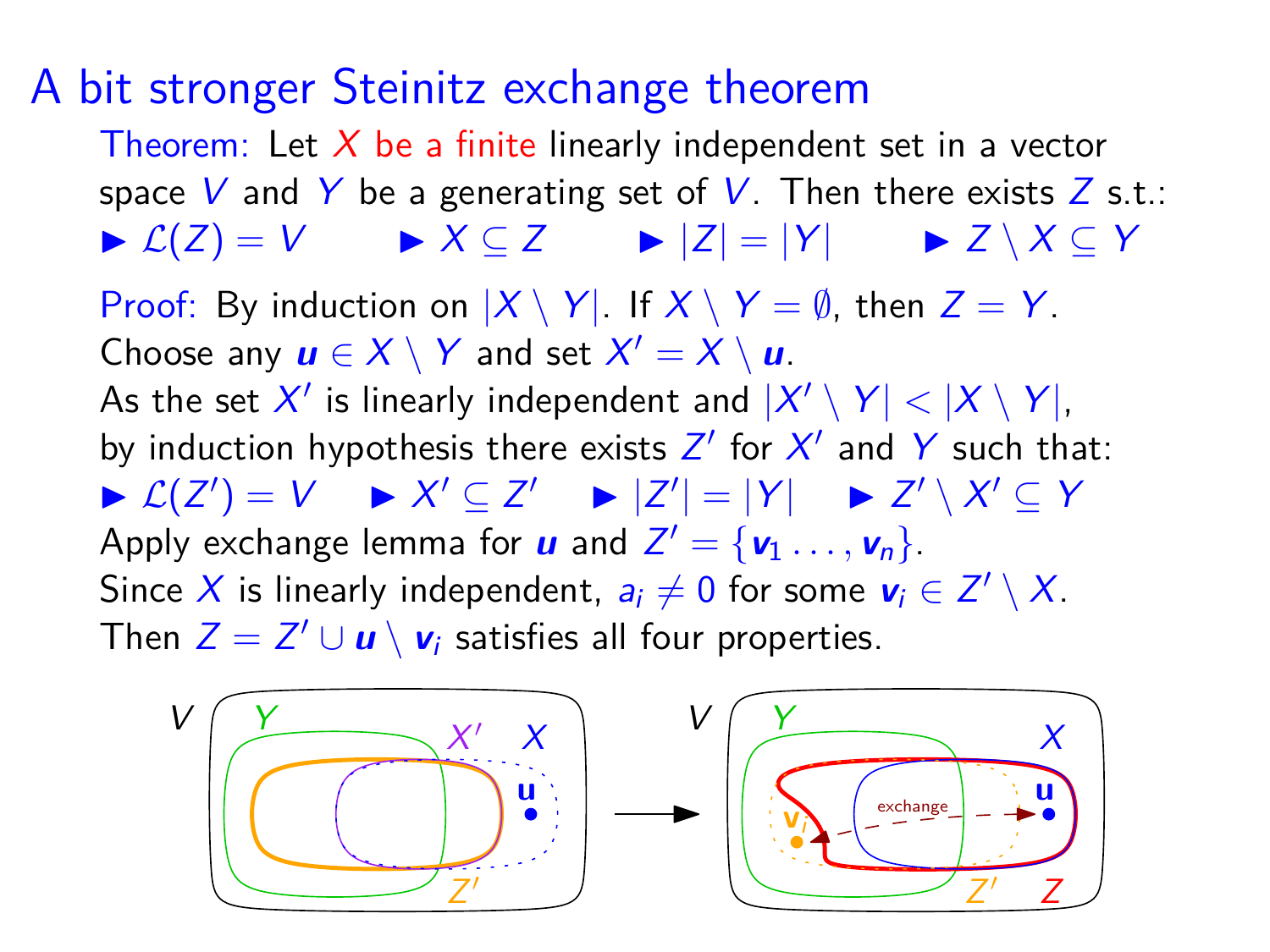# A bit stronger Steinitz exchange theorem

Theorem: Let $X$ be a finite linearly independent set in a vector space $V$ and $Y$ be a generating set of $V$. Then there exists $Z$ s.t.:

- $\mathcal{L}(Z) = V$
- $X \subseteq Z$
- $|Z| = |Y|$
- $Z \setminus X \subseteq Y$

Proof: By induction on $|X \setminus Y|$. If $X \setminus Y = \emptyset$, then $Z = Y$.
Choose any $\boldsymbol{u} \in X \setminus Y$ and set $X' = X \setminus \boldsymbol{u}$.
As the set $X'$ is linearly independent and $|X' \setminus Y| < |X \setminus Y|$, by induction hypothesis there exists $Z'$ for $X'$ and $Y$ such that:

- $\mathcal{L}(Z') = V$
- $X' \subseteq Z'$
- $|Z'| = |Y|$
- $Z' \setminus X' \subseteq Y$

Apply exchange lemma for $\boldsymbol{u}$ and $Z' = \{\boldsymbol{v}_1 \ldots, \boldsymbol{v}_n\}$.
Since $X$ is linearly independent, $a_i \neq 0$ for some $\boldsymbol{v}_i \in Z' \setminus X$.
Then $Z = Z' \cup \boldsymbol{u} \setminus \boldsymbol{v}_i$ satisfies all four properties.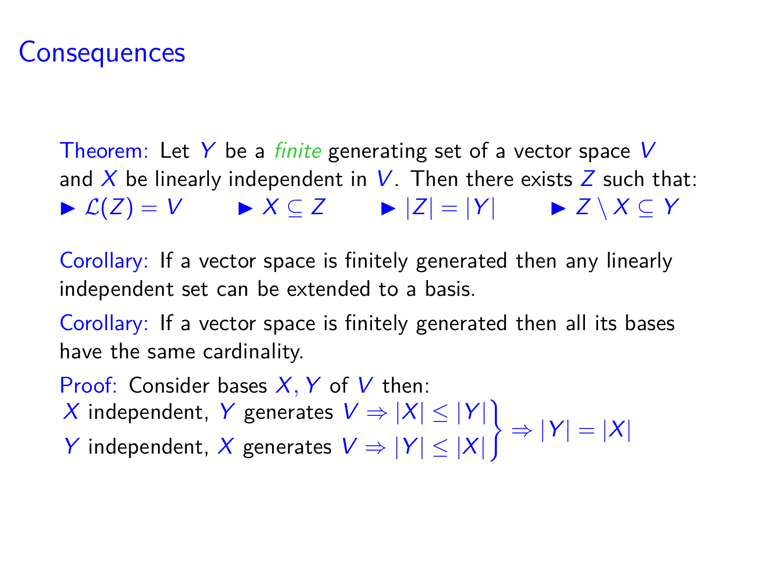# Consequences

Theorem: Let $Y$ be a *finite* generating set of a vector space $V$ and $X$ be linearly independent in $V$. Then there exists $Z$ such that:

- $\mathcal{L}(Z) = V$
- $X \subseteq Z$
- $|Z| = |Y|$
- $Z \setminus X \subseteq Y$

Corollary: If a vector space is finitely generated then any linearly independent set can be extended to a basis.

Corollary: If a vector space is finitely generated then all its bases have the same cardinality.

Proof: Consider bases $X, Y$ of $V$ then:

$$\left.\begin{array}{l} X \text{ independent, } Y \text{ generates } V \Rightarrow |X| \leq |Y| \\ Y \text{ independent, } X \text{ generates } V \Rightarrow |Y| \leq |X| \end{array}\right\} \Rightarrow |Y| = |X|$$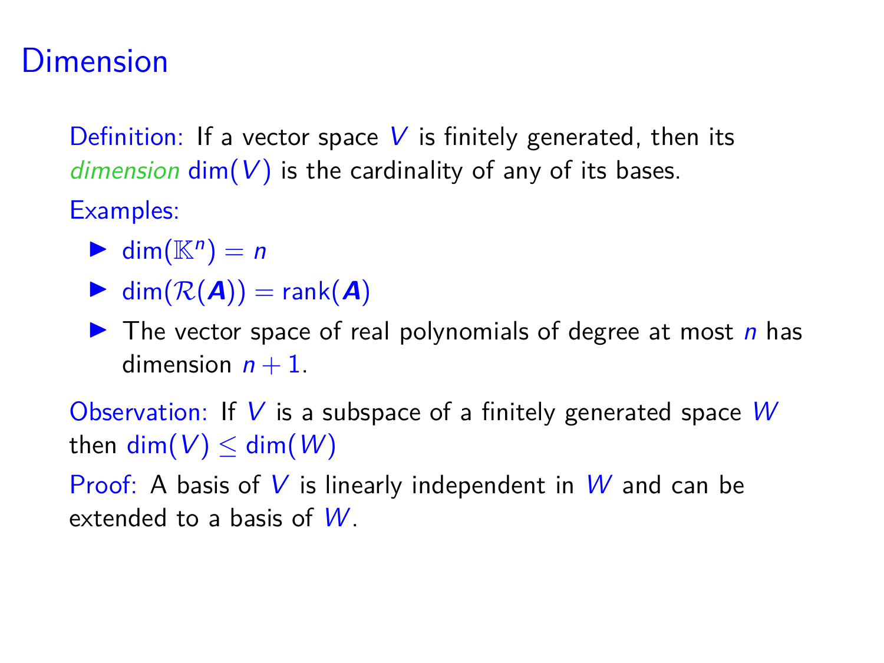# Dimension

Definition: If a vector space $V$ is finitely generated, then its *dimension* $\dim(V)$ is the cardinality of any of its bases.

Examples:

- $\dim(\mathbb{K}^n) = n$
- $\dim(\mathcal{R}(\boldsymbol{A})) = \text{rank}(\boldsymbol{A})$
- The vector space of real polynomials of degree at most $n$ has dimension $n + 1$.

Observation: If $V$ is a subspace of a finitely generated space $W$ then $\dim(V) \leq \dim(W)$

Proof: A basis of $V$ is linearly independent in $W$ and can be extended to a basis of $W$.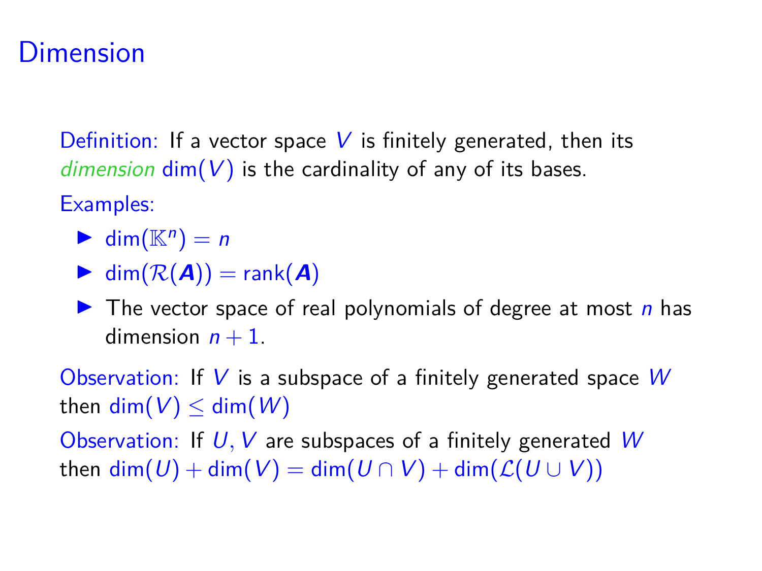# Dimension

Definition: If a vector space $V$ is finitely generated, then its *dimension* $\dim(V)$ is the cardinality of any of its bases.

Examples:

- $\dim(\mathbb{K}^n) = n$
- $\dim(\mathcal{R}(\boldsymbol{A})) = \operatorname{rank}(\boldsymbol{A})$
- The vector space of real polynomials of degree at most $n$ has dimension $n + 1$.

Observation: If $V$ is a subspace of a finitely generated space $W$ then $\dim(V) \leq \dim(W)$

Observation: If $U, V$ are subspaces of a finitely generated $W$ then $\dim(U) + \dim(V) = \dim(U \cap V) + \dim(\mathcal{L}(U \cup V))$